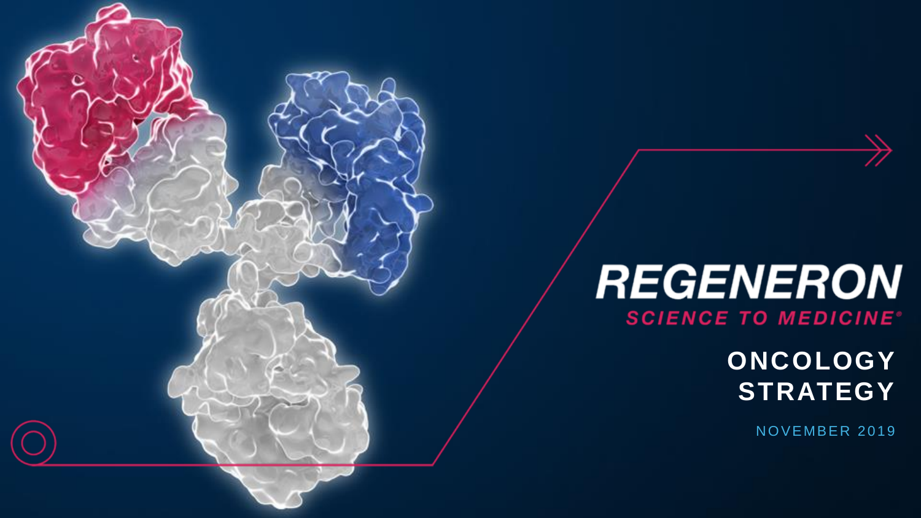# REGENERON

**SCIENCE TO MEDICINE®**

## ONCOLOGY STRATEGY

NOVEMBER 2019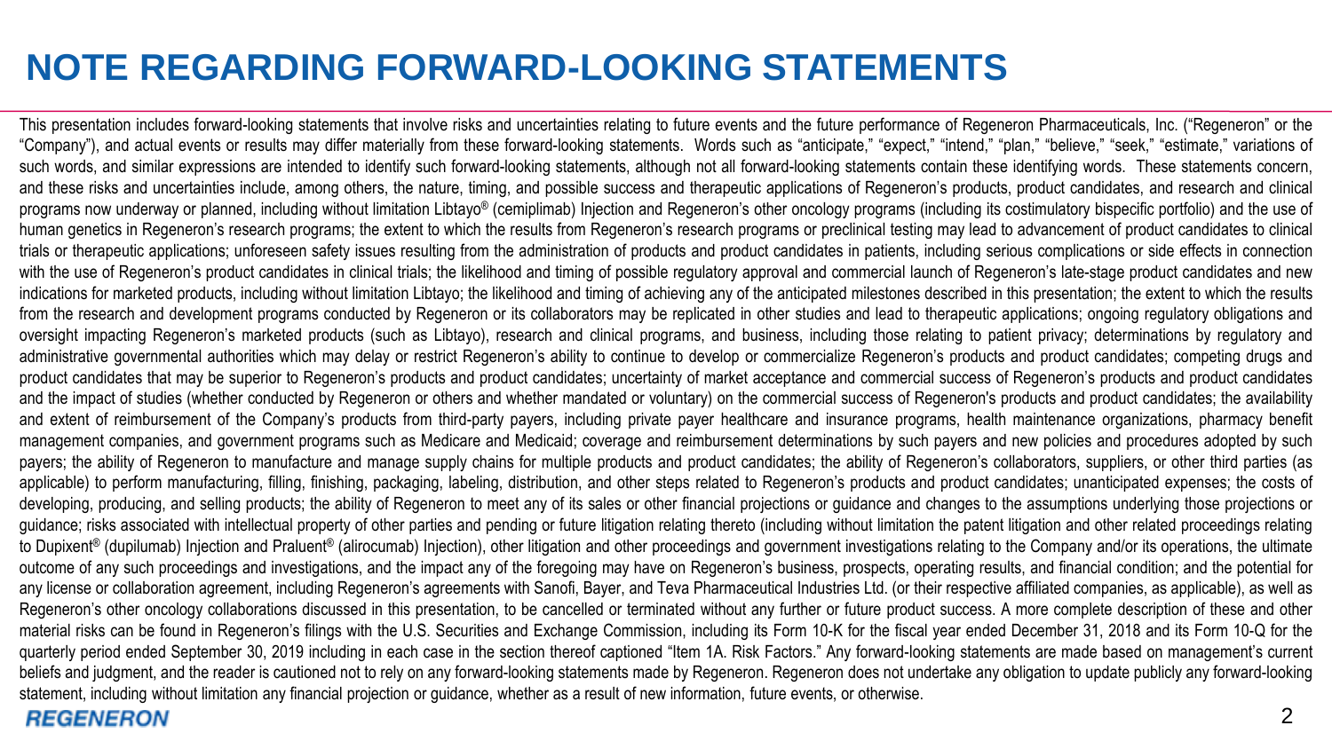# NOTE REGARDING FORWARD-LOOKING STATEMENTS

This presentation includes forward-looking statements that involve risks and uncertainties relating to future events and the future performance of Regeneron Pharmaceuticals, Inc. ("Regeneron" or the "Company"), and actual events or results may differ materially from these forward-looking statements. Words such as "anticipate," "expect," "intend," "plan," "believe," "seek," "estimate," variations of such words, and similar expressions are intended to identify such forward-looking statements, although not all forward-looking statements contain these identifying words. These statements concern, and these risks and uncertainties include, among others, the nature, timing, and possible success and therapeutic applications of Regeneron's products, product candidates, and research and clinical programs now underway or planned, including without limitation Libtayo® (cemiplimab) Injection and Regeneron's other oncology programs (including its costimulatory bispecific portfolio) and the use of human genetics in Regeneron's research programs; the extent to which the results from Regeneron's research programs or preclinical testing may lead to advancement of product candidates to clinical trials or therapeutic applications; unforeseen safety issues resulting from the administration of products and product candidates in patients, including serious complications or side effects in connection with the use of Regeneron's product candidates in clinical trials; the likelihood and timing of possible regulatory approval and commercial launch of Regeneron's late-stage product candidates and new indications for marketed products, including without limitation Libtayo; the likelihood and timing of achieving any of the anticipated milestones described in this presentation; the extent to which the results from the research and development programs conducted by Regeneron or its collaborators may be replicated in other studies and lead to therapeutic applications; ongoing regulatory obligations and oversight impacting Regeneron's marketed products (such as Libtayo), research and clinical programs, and business, including those relating to patient privacy; determinations by regulatory and administrative governmental authorities which may delay or restrict Regeneron's ability to continue to develop or commercialize Regeneron's products and product candidates; competing drugs and product candidates that may be superior to Regeneron's products and product candidates; uncertainty of market acceptance and commercial success of Regeneron's products and product candidates and the impact of studies (whether conducted by Regeneron or others and whether mandated or voluntary) on the commercial success of Regeneron's products and product candidates; the availability and extent of reimbursement of the Company's products from third-party payers, including private payer healthcare and insurance programs, health maintenance organizations, pharmacy benefit management companies, and government programs such as Medicare and Medicaid; coverage and reimbursement determinations by such payers and new policies and procedures adopted by such payers; the ability of Regeneron to manufacture and manage supply chains for multiple products and product candidates; the ability of Regeneron's collaborators, suppliers, or other third parties (as applicable) to perform manufacturing, filling, finishing, packaging, labeling, distribution, and other steps related to Regeneron's products and product candidates; unanticipated expenses; the costs of developing, producing, and selling products; the ability of Regeneron to meet any of its sales or other financial projections or guidance and changes to the assumptions underlying those projections or guidance; risks associated with intellectual property of other parties and pending or future litigation relating thereto (including without limitation the patent litigation and other related proceedings relating to Dupixent® (dupilumab) Injection and Praluent® (alirocumab) Injection), other litigation and other proceedings and government investigations relating to the Company and/or its operations, the ultimate outcome of any such proceedings and investigations, and the impact any of the foregoing may have on Regeneron's business, prospects, operating results, and financial condition; and the potential for any license or collaboration agreement, including Regeneron's agreements with Sanofi, Bayer, and Teva Pharmaceutical Industries Ltd. (or their respective affiliated companies, as applicable), as well as Regeneron's other oncology collaborations discussed in this presentation, to be cancelled or terminated without any further or future product success. A more complete description of these and other material risks can be found in Regeneron's filings with the U.S. Securities and Exchange Commission, including its Form 10-K for the fiscal year ended December 31, 2018 and its Form 10-Q for the quarterly period ended September 30, 2019 including in each case in the section thereof captioned "Item 1A. Risk Factors." Any forward-looking statements are made based on management's current beliefs and judgment, and the reader is cautioned not to rely on any forward-looking statements made by Regeneron. Regeneron does not undertake any obligation to update publicly any forward-looking statement, including without limitation any financial projection or guidance, whether as a result of new information, future events, or otherwise.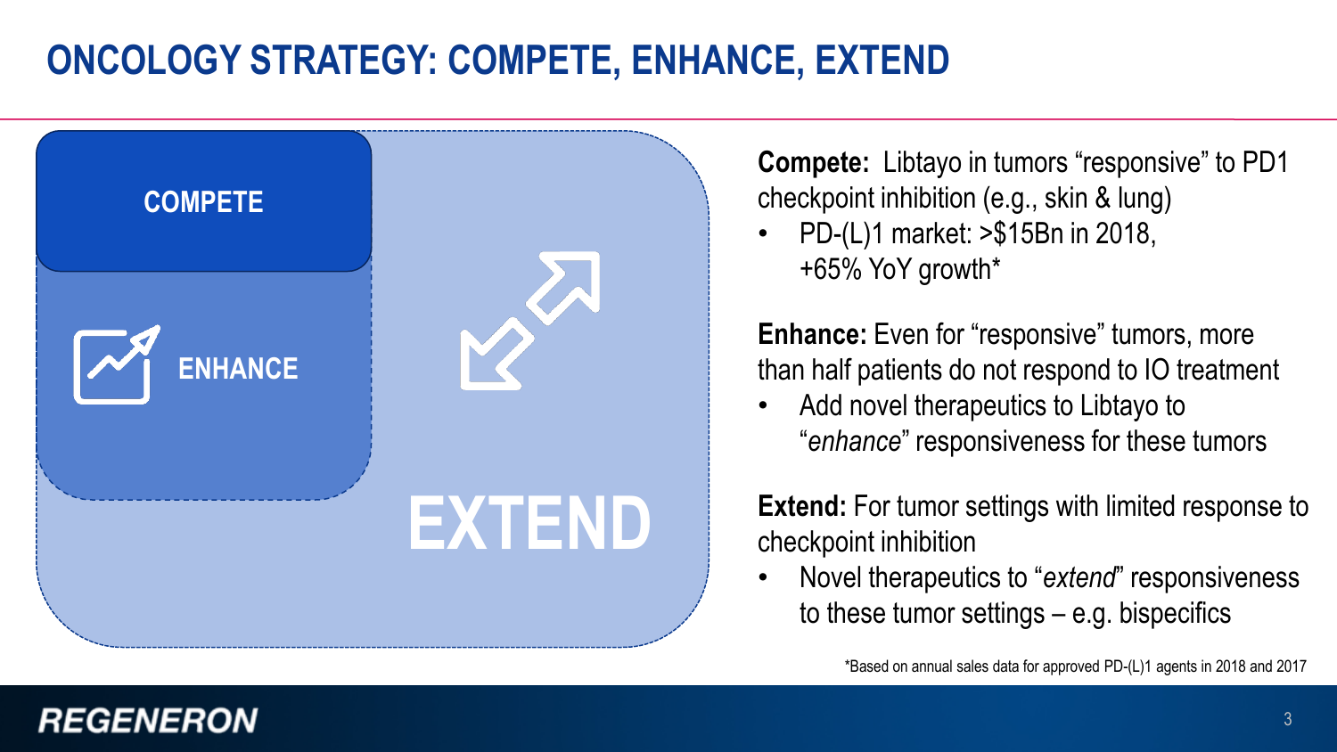# ONCOLOGY STRATEGY: COMPETE, ENHANCE, EXTEND

COMPETE

ENHANCE

EXTEND

**Compete:** Libtayo in tumors "responsive" to PD1 checkpoint inhibition (e.g., skin & lung)

- PD-(L)1 market: >$15Bn in 2018, +65% YoY growth*

**Enhance:** Even for "responsive" tumors, more than half patients do not respond to IO treatment

- Add novel therapeutics to Libtayo to "*enhance*" responsiveness for these tumors

**Extend:** For tumor settings with limited response to checkpoint inhibition

- Novel therapeutics to "*extend*" responsiveness to these tumor settings – e.g. bispecifics

*Based on annual sales data for approved PD-(L)1 agents in 2018 and 2017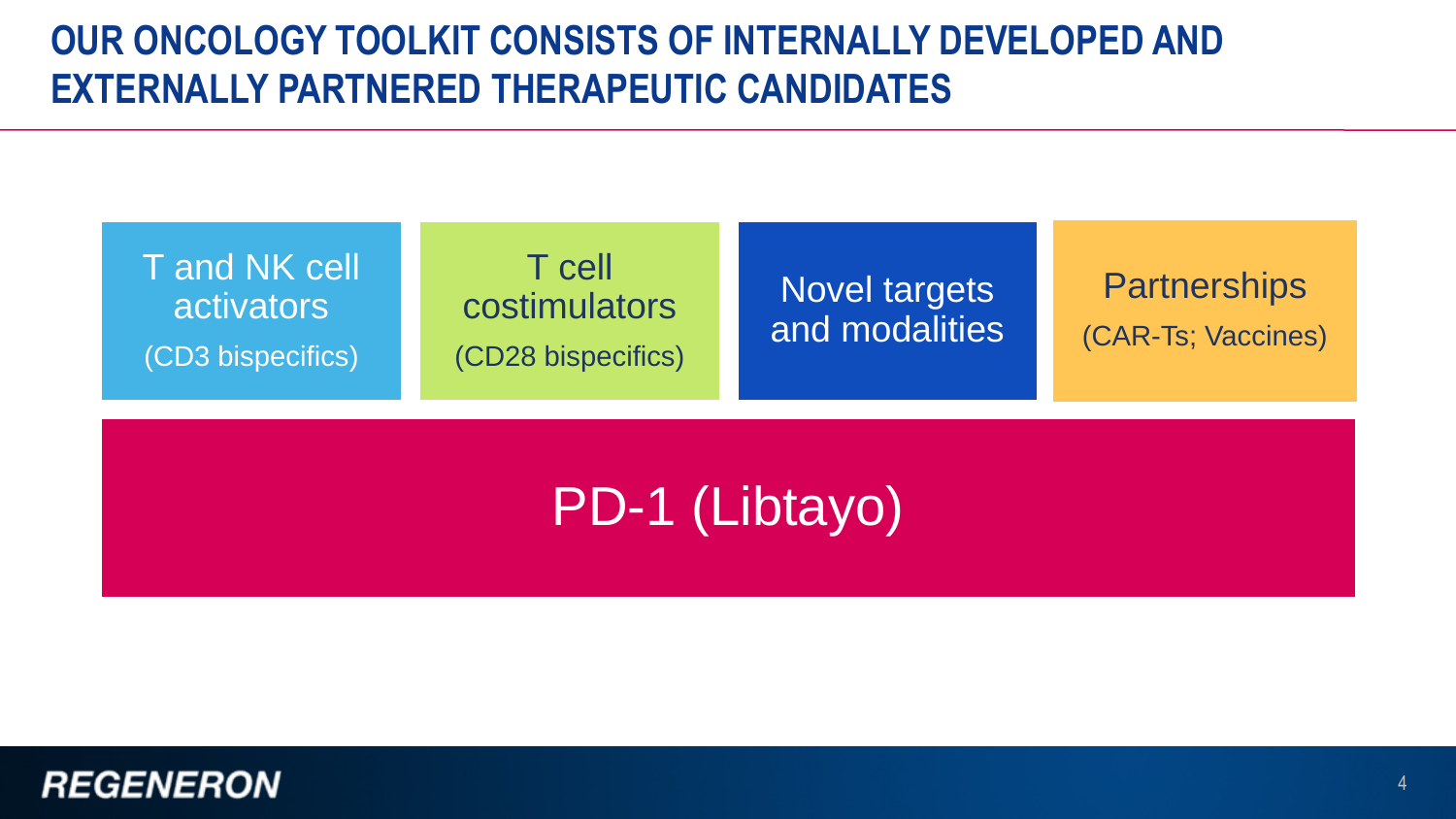# OUR ONCOLOGY TOOLKIT CONSISTS OF INTERNALLY DEVELOPED AND EXTERNALLY PARTNERED THERAPEUTIC CANDIDATES

- T and NK cell activators (CD3 bispecifics)
- T cell costimulators (CD28 bispecifics)
- Novel targets and modalities
- Partnerships (CAR-Ts; Vaccines)

PD-1 (Libtayo)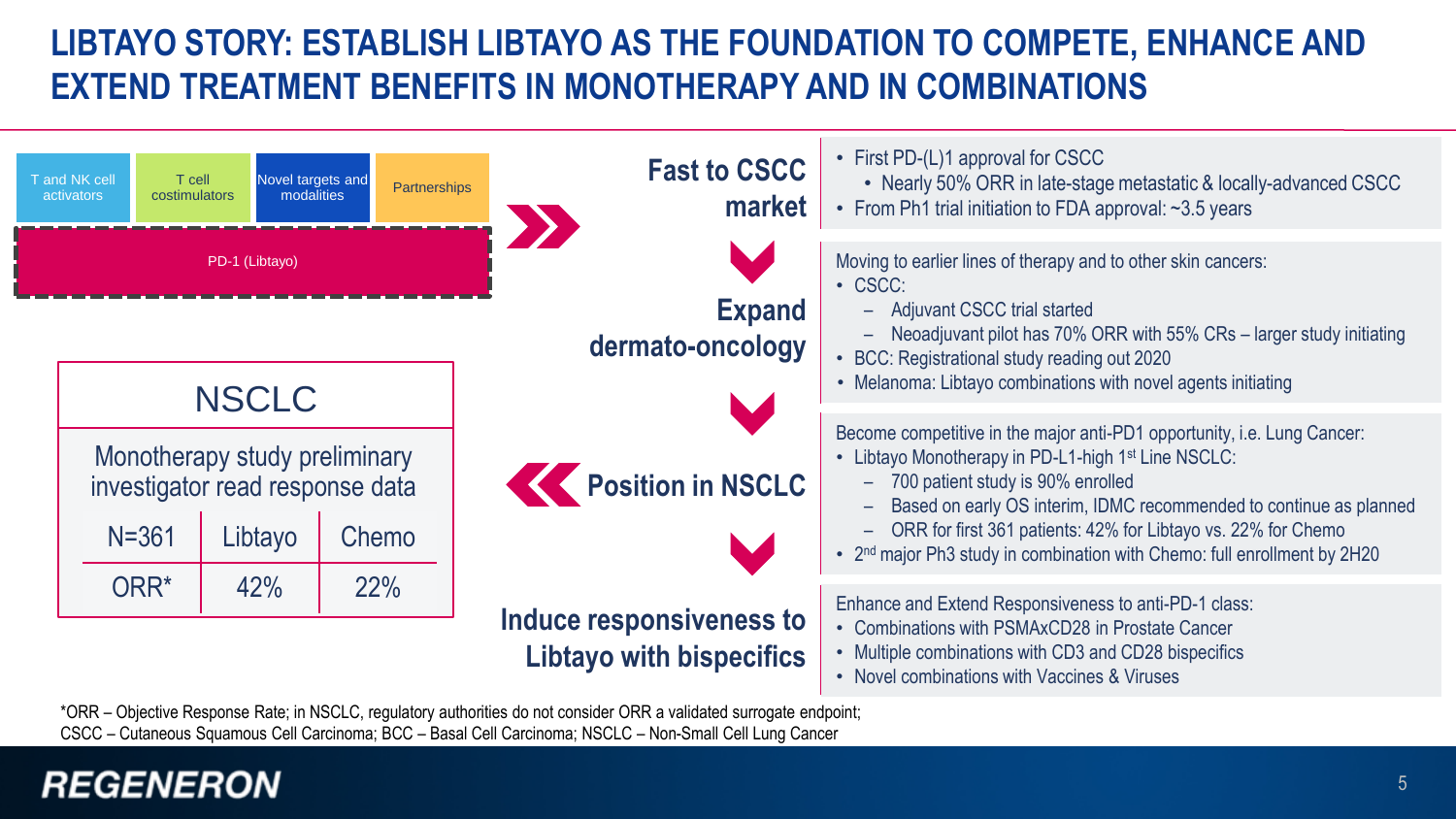# LIBTAYO STORY: ESTABLISH LIBTAYO AS THE FOUNDATION TO COMPETE, ENHANCE AND EXTEND TREATMENT BENEFITS IN MONOTHERAPY AND IN COMBINATIONS

T and NK cell activators | T cell costimulators | Novel targets and modalities | Partnerships

PD-1 (Libtayo)

| NSCLC | | |
|---|---|---|
| Monotherapy study preliminary investigator read response data | | |
| N=361 | Libtayo | Chemo |
| ORR* | 42% | 22% |

## Fast to CSCC market

- First PD-(L)1 approval for CSCC
  - Nearly 50% ORR in late-stage metastatic & locally-advanced CSCC
- From Ph1 trial initiation to FDA approval: ~3.5 years

## Expand dermato-oncology

Moving to earlier lines of therapy and to other skin cancers:

- CSCC:
  - Adjuvant CSCC trial started
  - Neoadjuvant pilot has 70% ORR with 55% CRs – larger study initiating
- BCC: Registrational study reading out 2020
- Melanoma: Libtayo combinations with novel agents initiating

## Position in NSCLC

Become competitive in the major anti-PD1 opportunity, i.e. Lung Cancer:

- Libtayo Monotherapy in PD-L1-high 1st Line NSCLC:
  - 700 patient study is 90% enrolled
  - Based on early OS interim, IDMC recommended to continue as planned
  - ORR for first 361 patients: 42% for Libtayo vs. 22% for Chemo
- 2nd major Ph3 study in combination with Chemo: full enrollment by 2H20

## Induce responsiveness to Libtayo with bispecifics

Enhance and Extend Responsiveness to anti-PD-1 class:

- Combinations with PSMAxCD28 in Prostate Cancer
- Multiple combinations with CD3 and CD28 bispecifics
- Novel combinations with Vaccines & Viruses

*ORR – Objective Response Rate; in NSCLC, regulatory authorities do not consider ORR a validated surrogate endpoint;
CSCC – Cutaneous Squamous Cell Carcinoma; BCC – Basal Cell Carcinoma; NSCLC – Non-Small Cell Lung Cancer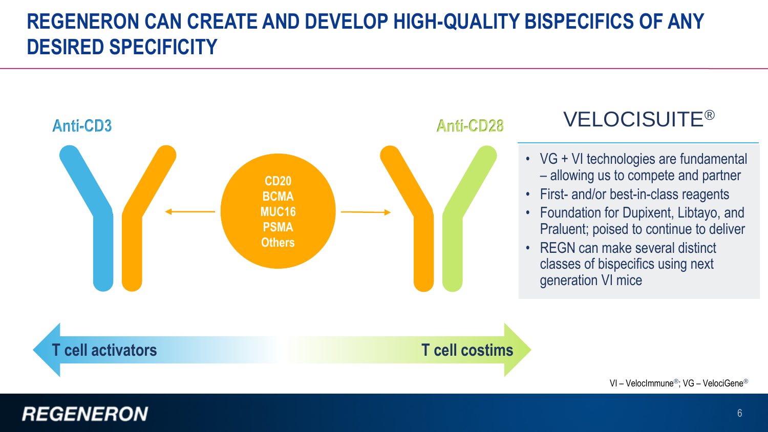# REGENERON CAN CREATE AND DEVELOP HIGH-QUALITY BISPECIFICS OF ANY DESIRED SPECIFICITY

Anti-CD3

Anti-CD28

CD20
BCMA
MUC16
PSMA
Others

T cell activators

T cell costims

## VELOCISUITE®

- VG + VI technologies are fundamental – allowing us to compete and partner
- First- and/or best-in-class reagents
- Foundation for Dupixent, Libtayo, and Praluent; poised to continue to deliver
- REGN can make several distinct classes of bispecifics using next generation VI mice

VI – VelocImmune®; VG – VelociGene®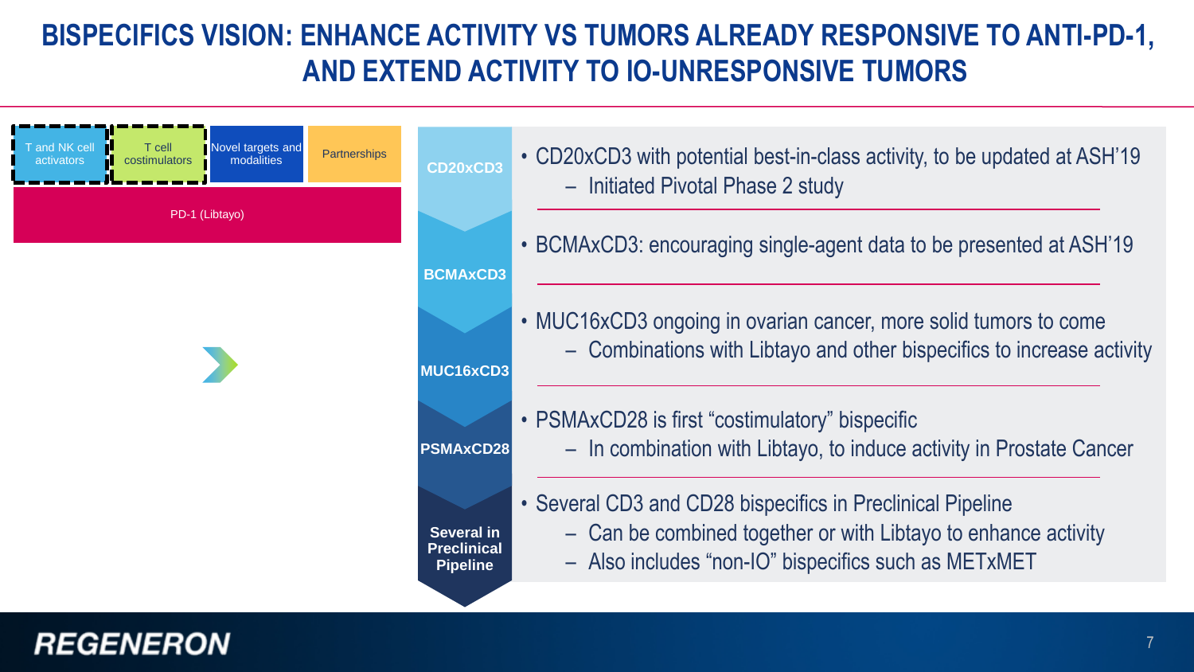# BISPECIFICS VISION: ENHANCE ACTIVITY VS TUMORS ALREADY RESPONSIVE TO ANTI-PD-1, AND EXTEND ACTIVITY TO IO-UNRESPONSIVE TUMORS

| T and NK cell activators | T cell costimulators | Novel targets and modalities | Partnerships |
|---|---|---|---|
| PD-1 (Libtayo) | | | |

**CD20xCD3**

- CD20xCD3 with potential best-in-class activity, to be updated at ASH'19
  - Initiated Pivotal Phase 2 study

**BCMAxCD3**

- BCMAxCD3: encouraging single-agent data to be presented at ASH'19

**MUC16xCD3**

- MUC16xCD3 ongoing in ovarian cancer, more solid tumors to come
  - Combinations with Libtayo and other bispecifics to increase activity

**PSMAxCD28**

- PSMAxCD28 is first "costimulatory" bispecific
  - In combination with Libtayo, to induce activity in Prostate Cancer

**Several in Preclinical Pipeline**

- Several CD3 and CD28 bispecifics in Preclinical Pipeline
  - Can be combined together or with Libtayo to enhance activity
  - Also includes "non-IO" bispecifics such as METxMET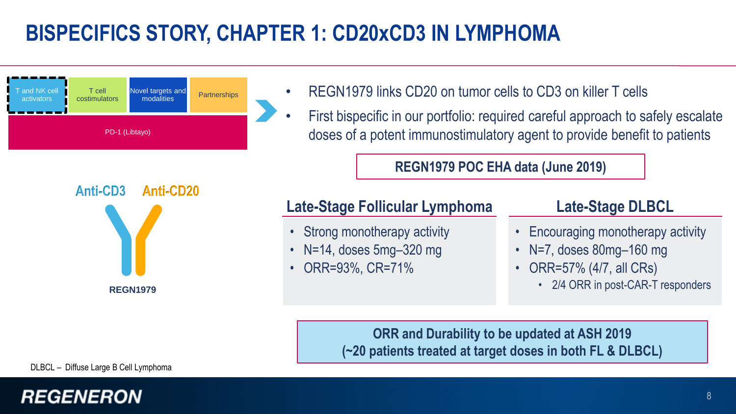# BISPECIFICS STORY, CHAPTER 1: CD20xCD3 IN LYMPHOMA

T and NK cell activators | T cell costimulators | Novel targets and modalities | Partnerships

PD-1 (Libtayo)

Anti-CD3 Anti-CD20

**REGN1979**

- REGN1979 links CD20 on tumor cells to CD3 on killer T cells
- First bispecific in our portfolio: required careful approach to safely escalate doses of a potent immunostimulatory agent to provide benefit to patients

**REGN1979 POC EHA data (June 2019)**

## Late-Stage Follicular Lymphoma

- Strong monotherapy activity
- N=14, doses 5mg–320 mg
- ORR=93%, CR=71%

## Late-Stage DLBCL

- Encouraging monotherapy activity
- N=7, doses 80mg–160 mg
- ORR=57% (4/7, all CRs)
  - 2/4 ORR in post-CAR-T responders

**ORR and Durability to be updated at ASH 2019**
**(~20 patients treated at target doses in both FL & DLBCL)**

DLBCL – Diffuse Large B Cell Lymphoma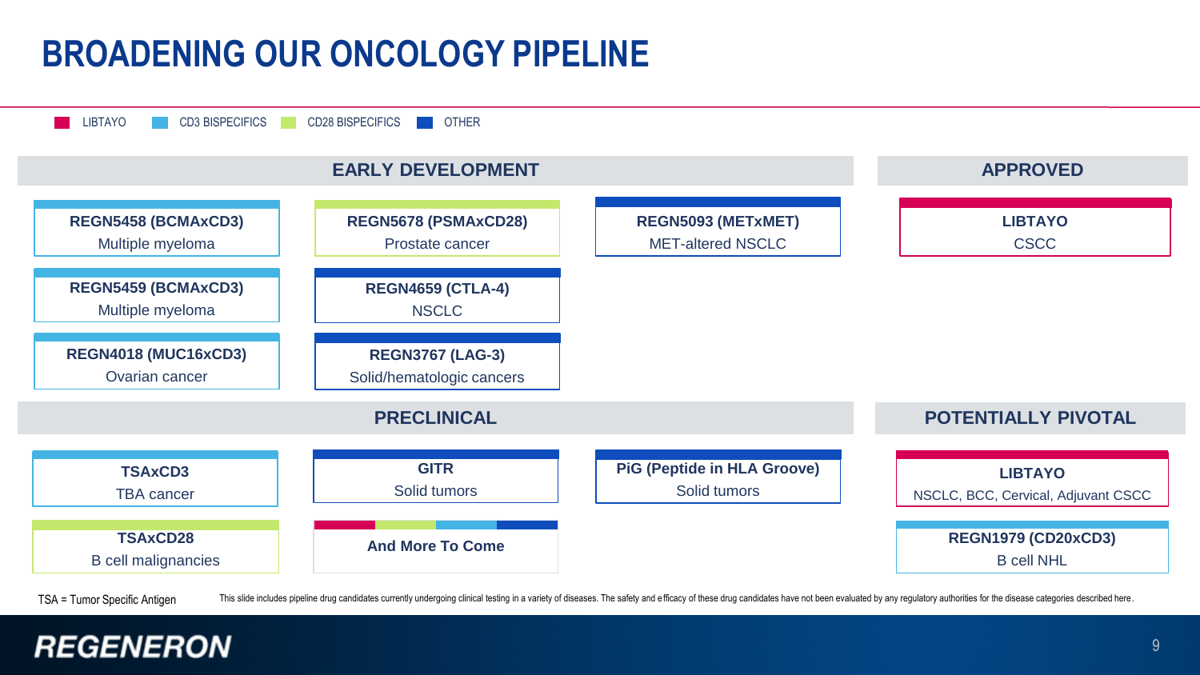# BROADENING OUR ONCOLOGY PIPELINE

LIBTAYO | CD3 BISPECIFICS | CD28 BISPECIFICS | OTHER

## EARLY DEVELOPMENT

- **REGN5458 (BCMAxCD3)** – Multiple myeloma
- **REGN5459 (BCMAxCD3)** – Multiple myeloma
- **REGN4018 (MUC16xCD3)** – Ovarian cancer
- **REGN5678 (PSMAxCD28)** – Prostate cancer
- **REGN4659 (CTLA-4)** – NSCLC
- **REGN3767 (LAG-3)** – Solid/hematologic cancers
- **REGN5093 (METxMET)** – MET-altered NSCLC

## APPROVED

- **LIBTAYO** – CSCC

## PRECLINICAL

- **TSAxCD3** – TBA cancer
- **TSAxCD28** – B cell malignancies
- **GITR** – Solid tumors
- **And More To Come**
- **PiG (Peptide in HLA Groove)** – Solid tumors

## POTENTIALLY PIVOTAL

- **LIBTAYO** – NSCLC, BCC, Cervical, Adjuvant CSCC
- **REGN1979 (CD20xCD3)** – B cell NHL

TSA = Tumor Specific Antigen

This slide includes pipeline drug candidates currently undergoing clinical testing in a variety of diseases. The safety and efficacy of these drug candidates have not been evaluated by any regulatory authorities for the disease categories described here.

REGENERON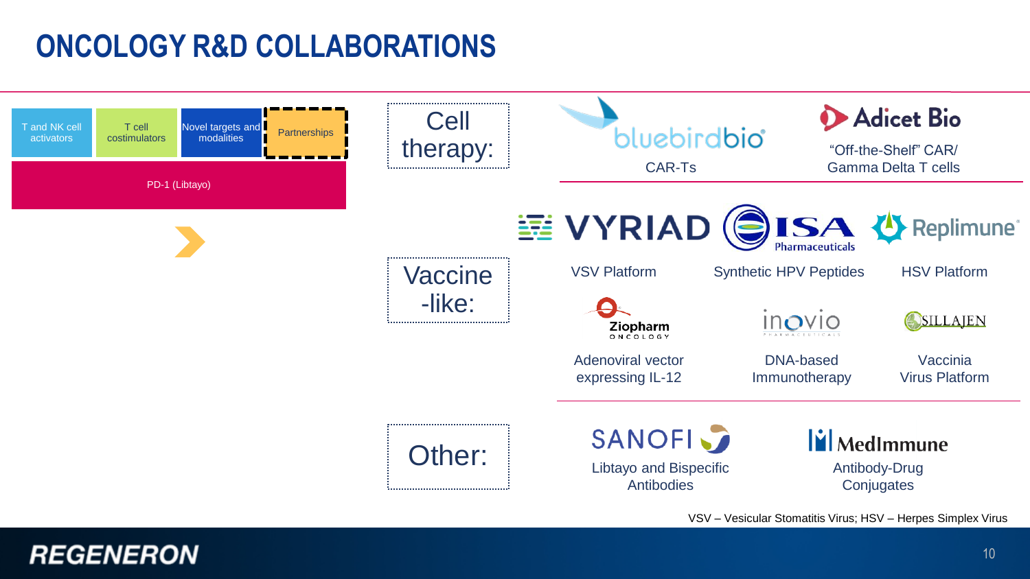# ONCOLOGY R&D COLLABORATIONS

T and NK cell activators | T cell costimulators | Novel targets and modalities | Partnerships

PD-1 (Libtayo)

## Cell therapy:

- **bluebirdbio** – CAR-Ts
- **Adicet Bio** – "Off-the-Shelf" CAR/ Gamma Delta T cells

## Vaccine-like:

- **VYRIAD** – VSV Platform
- **ISA Pharmaceuticals** – Synthetic HPV Peptides
- **Replimune** – HSV Platform
- **Ziopharm Oncology** – Adenoviral vector expressing IL-12
- **inovio Pharmaceuticals** – DNA-based Immunotherapy
- **SILLAJEN** – Vaccinia Virus Platform

## Other:

- **SANOFI** – Libtayo and Bispecific Antibodies
- **MedImmune** – Antibody-Drug Conjugates

VSV – Vesicular Stomatitis Virus; HSV – Herpes Simplex Virus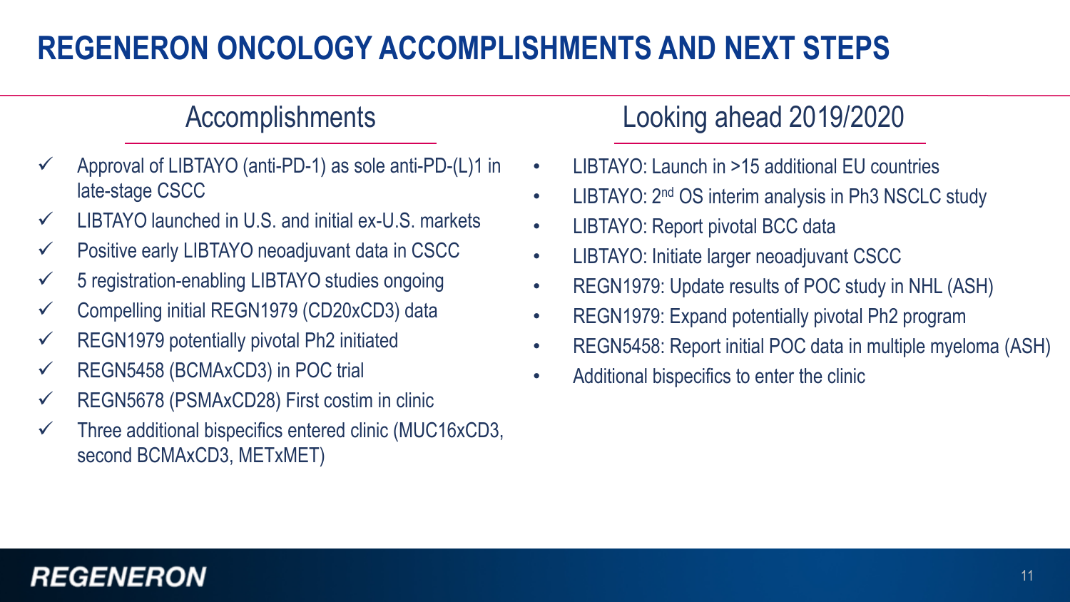# REGENERON ONCOLOGY ACCOMPLISHMENTS AND NEXT STEPS

## Accomplishments

- ✓ Approval of LIBTAYO (anti-PD-1) as sole anti-PD-(L)1 in late-stage CSCC
- ✓ LIBTAYO launched in U.S. and initial ex-U.S. markets
- ✓ Positive early LIBTAYO neoadjuvant data in CSCC
- ✓ 5 registration-enabling LIBTAYO studies ongoing
- ✓ Compelling initial REGN1979 (CD20xCD3) data
- ✓ REGN1979 potentially pivotal Ph2 initiated
- ✓ REGN5458 (BCMAxCD3) in POC trial
- ✓ REGN5678 (PSMAxCD28) First costim in clinic
- ✓ Three additional bispecifics entered clinic (MUC16xCD3, second BCMAxCD3, METxMET)

## Looking ahead 2019/2020

- LIBTAYO: Launch in >15 additional EU countries
- LIBTAYO: 2nd OS interim analysis in Ph3 NSCLC study
- LIBTAYO: Report pivotal BCC data
- LIBTAYO: Initiate larger neoadjuvant CSCC
- REGN1979: Update results of POC study in NHL (ASH)
- REGN1979: Expand potentially pivotal Ph2 program
- REGN5458: Report initial POC data in multiple myeloma (ASH)
- Additional bispecifics to enter the clinic